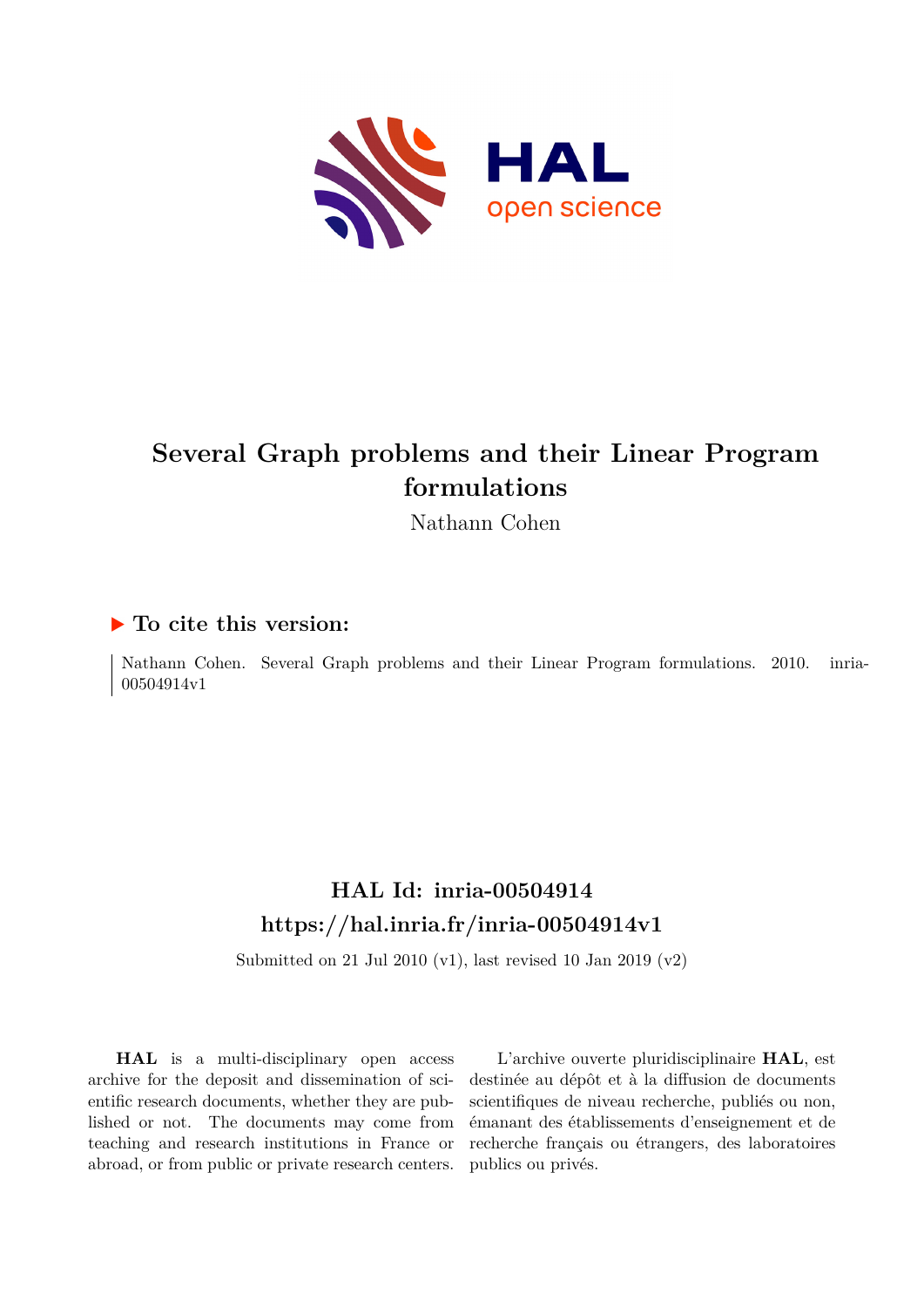# Several Graph problems and their Linear Program formulations

Nathann Cohen

## ▶ To cite this version:

Nathann Cohen. Several Graph problems and their Linear Program formulations. 2010. inria-00504914v1

## HAL Id: inria-00504914

## https://hal.inria.fr/inria-00504914v1

Submitted on 21 Jul 2010 (v1), last revised 10 Jan 2019 (v2)

**HAL** is a multi-disciplinary open access archive for the deposit and dissemination of scientific research documents, whether they are published or not. The documents may come from teaching and research institutions in France or abroad, or from public or private research centers.

L'archive ouverte pluridisciplinaire **HAL**, est destinée au dépôt et à la diffusion de documents scientifiques de niveau recherche, publiés ou non, émanant des établissements d'enseignement et de recherche français ou étrangers, des laboratoires publics ou privés.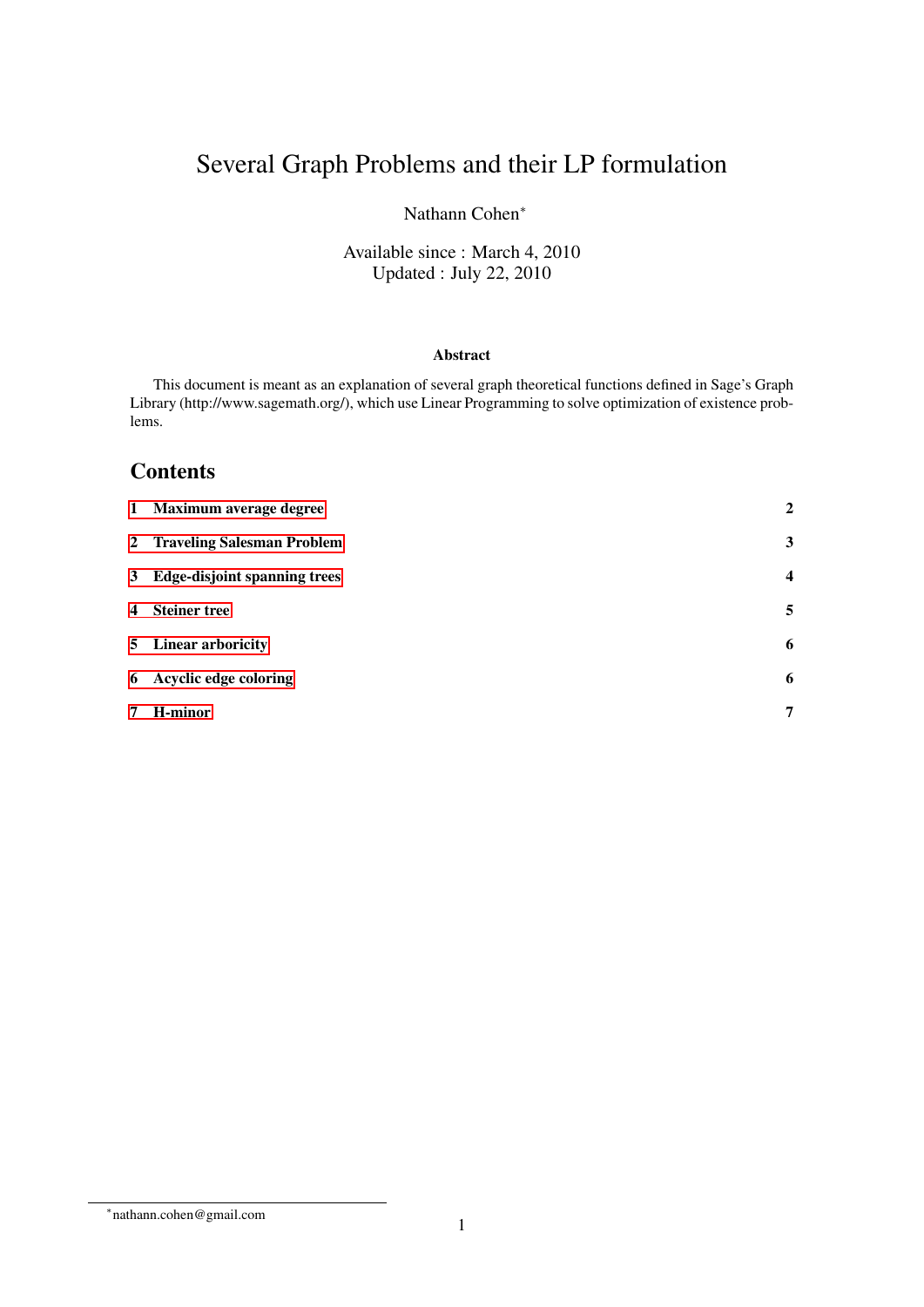# Several Graph Problems and their LP formulation

Nathann Cohen*

Available since : March 4, 2010
Updated : July 22, 2010

### Abstract

This document is meant as an explanation of several graph theoretical functions defined in Sage's Graph Library (http://www.sagemath.org/), which use Linear Programming to solve optimization of existence problems.

## Contents

| | | |
|---|---|---|
| **1** | **Maximum average degree** | **2** |
| **2** | **Traveling Salesman Problem** | **3** |
| **3** | **Edge-disjoint spanning trees** | **4** |
| **4** | **Steiner tree** | **5** |
| **5** | **Linear arboricity** | **6** |
| **6** | **Acyclic edge coloring** | **6** |
| **7** | **H-minor** | **7** |

*nathann.cohen@gmail.com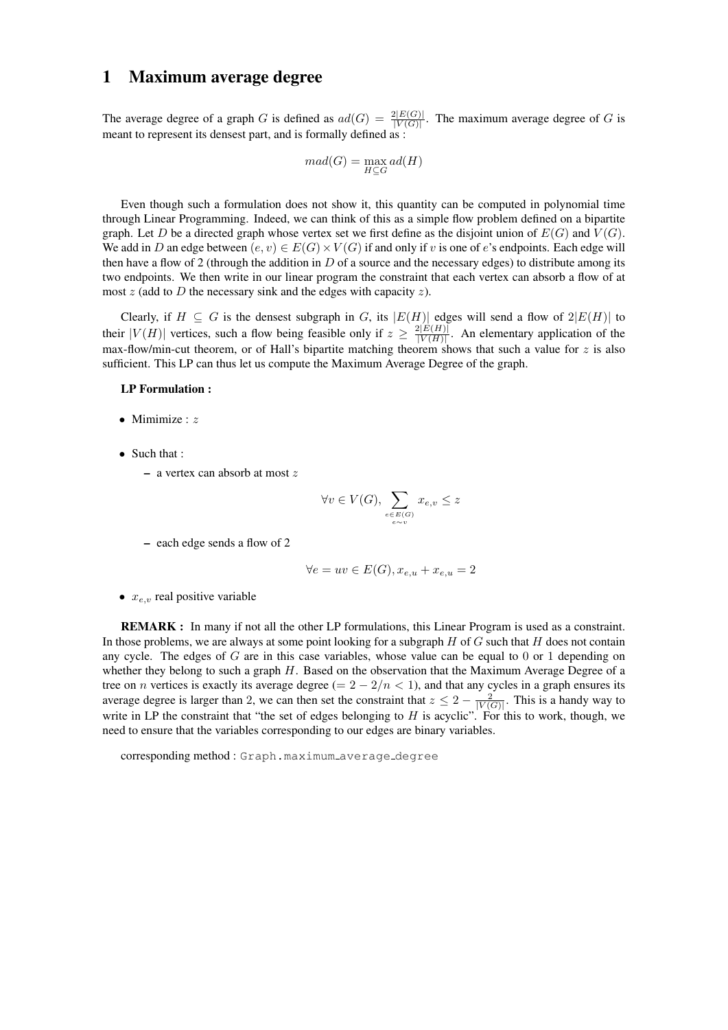# 1 Maximum average degree

The average degree of a graph $G$ is defined as $ad(G) = \frac{2|E(G)|}{|V(G)|}$. The maximum average degree of $G$ is meant to represent its densest part, and is formally defined as :

$$mad(G) = \max_{H \subseteq G} ad(H)$$

Even though such a formulation does not show it, this quantity can be computed in polynomial time through Linear Programming. Indeed, we can think of this as a simple flow problem defined on a bipartite graph. Let $D$ be a directed graph whose vertex set we first define as the disjoint union of $E(G)$ and $V(G)$. We add in $D$ an edge between $(e, v) \in E(G) \times V(G)$ if and only if $v$ is one of $e$'s endpoints. Each edge will then have a flow of 2 (through the addition in $D$ of a source and the necessary edges) to distribute among its two endpoints. We then write in our linear program the constraint that each vertex can absorb a flow of at most $z$ (add to $D$ the necessary sink and the edges with capacity $z$).

Clearly, if $H \subseteq G$ is the densest subgraph in $G$, its $|E(H)|$ edges will send a flow of $2|E(H)|$ to their $|V(H)|$ vertices, such a flow being feasible only if $z \geq \frac{2|E(H)|}{|V(H)|}$. An elementary application of the max-flow/min-cut theorem, or of Hall's bipartite matching theorem shows that such a value for $z$ is also sufficient. This LP can thus let us compute the Maximum Average Degree of the graph.

**LP Formulation :**

- Mimimize : $z$
- Such that :
  - a vertex can absorb at most $z$

    $$\forall v \in V(G), \sum_{\substack{e \in E(G) \\ e \sim v}} x_{e,v} \leq z$$

  - each edge sends a flow of 2

    $$\forall e = uv \in E(G), x_{e,u} + x_{e,u} = 2$$

- $x_{e,v}$ real positive variable

**REMARK :** In many if not all the other LP formulations, this Linear Program is used as a constraint. In those problems, we are always at some point looking for a subgraph $H$ of $G$ such that $H$ does not contain any cycle. The edges of $G$ are in this case variables, whose value can be equal to 0 or 1 depending on whether they belong to such a graph $H$. Based on the observation that the Maximum Average Degree of a tree on $n$ vertices is exactly its average degree ($= 2 - 2/n < 1$), and that any cycles in a graph ensures its average degree is larger than 2, we can then set the constraint that $z \leq 2 - \frac{2}{|V(G)|}$. This is a handy way to write in LP the constraint that "the set of edges belonging to $H$ is acyclic". For this to work, though, we need to ensure that the variables corresponding to our edges are binary variables.

corresponding method : `Graph.maximum_average_degree`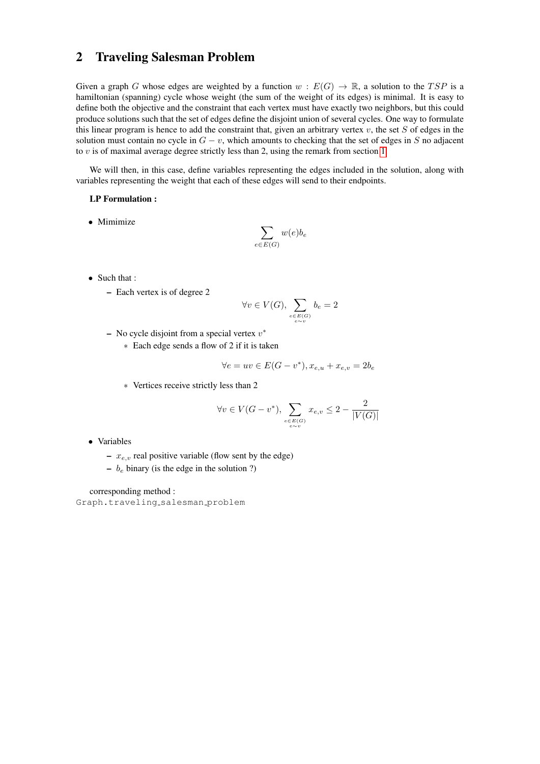## 2 Traveling Salesman Problem

Given a graph $G$ whose edges are weighted by a function $w : E(G) \to \mathbb{R}$, a solution to the $TSP$ is a hamiltonian (spanning) cycle whose weight (the sum of the weight of its edges) is minimal. It is easy to define both the objective and the constraint that each vertex must have exactly two neighbors, but this could produce solutions such that the set of edges define the disjoint union of several cycles. One way to formulate this linear program is hence to add the constraint that, given an arbitrary vertex $v$, the set $S$ of edges in the solution must contain no cycle in $G - v$, which amounts to checking that the set of edges in $S$ no adjacent to $v$ is of maximal average degree strictly less than 2, using the remark from section 1.

We will then, in this case, define variables representing the edges included in the solution, along with variables representing the weight that each of these edges will send to their endpoints.

**LP Formulation :**

- Mimimize

$$\sum_{e \in E(G)} w(e) b_e$$

- Such that :
  - Each vertex is of degree 2

$$\forall v \in V(G), \sum_{\substack{e \in E(G) \\ e \sim v}} b_e = 2$$

  - No cycle disjoint from a special vertex $v^*$
    - Each edge sends a flow of 2 if it is taken

$$\forall e = uv \in E(G - v^*), x_{e,u} + x_{e,v} = 2b_e$$

    - Vertices receive strictly less than 2

$$\forall v \in V(G - v^*), \sum_{\substack{e \in E(G) \\ e \sim v}} x_{e,v} \leq 2 - \frac{2}{|V(G)|}$$

- Variables
  - $x_{e,v}$ real positive variable (flow sent by the edge)
  - $b_e$ binary (is the edge in the solution ?)

corresponding method :
`Graph.traveling_salesman_problem`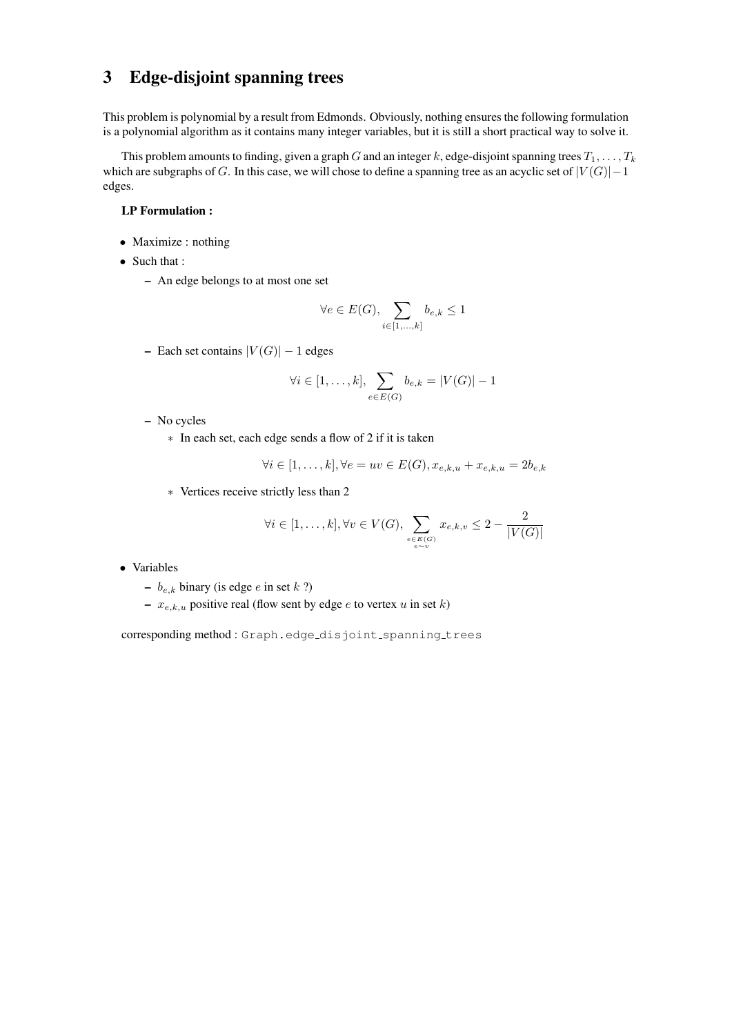## 3 Edge-disjoint spanning trees

This problem is polynomial by a result from Edmonds. Obviously, nothing ensures the following formulation is a polynomial algorithm as it contains many integer variables, but it is still a short practical way to solve it.

This problem amounts to finding, given a graph $G$ and an integer $k$, edge-disjoint spanning trees $T_1, \dots, T_k$ which are subgraphs of $G$. In this case, we will chose to define a spanning tree as an acyclic set of $|V(G)|-1$ edges.

**LP Formulation :**

- Maximize : nothing
- Such that :
  - An edge belongs to at most one set

$$\forall e \in E(G), \sum_{i \in [1,\dots,k]} b_{e,k} \leq 1$$

  - Each set contains $|V(G)| - 1$ edges

$$\forall i \in [1,\dots,k], \sum_{e \in E(G)} b_{e,k} = |V(G)| - 1$$

  - No cycles
    - In each set, each edge sends a flow of 2 if it is taken

$$\forall i \in [1,\dots,k], \forall e = uv \in E(G), x_{e,k,u} + x_{e,k,u} = 2b_{e,k}$$

    - Vertices receive strictly less than 2

$$\forall i \in [1,\dots,k], \forall v \in V(G), \sum_{\substack{e \in E(G)\\ e \sim v}} x_{e,k,v} \leq 2 - \frac{2}{|V(G)|}$$

- Variables
  - $b_{e,k}$ binary (is edge $e$ in set $k$ ?)
  - $x_{e,k,u}$ positive real (flow sent by edge $e$ to vertex $u$ in set $k$)

corresponding method : `Graph.edge_disjoint_spanning_trees`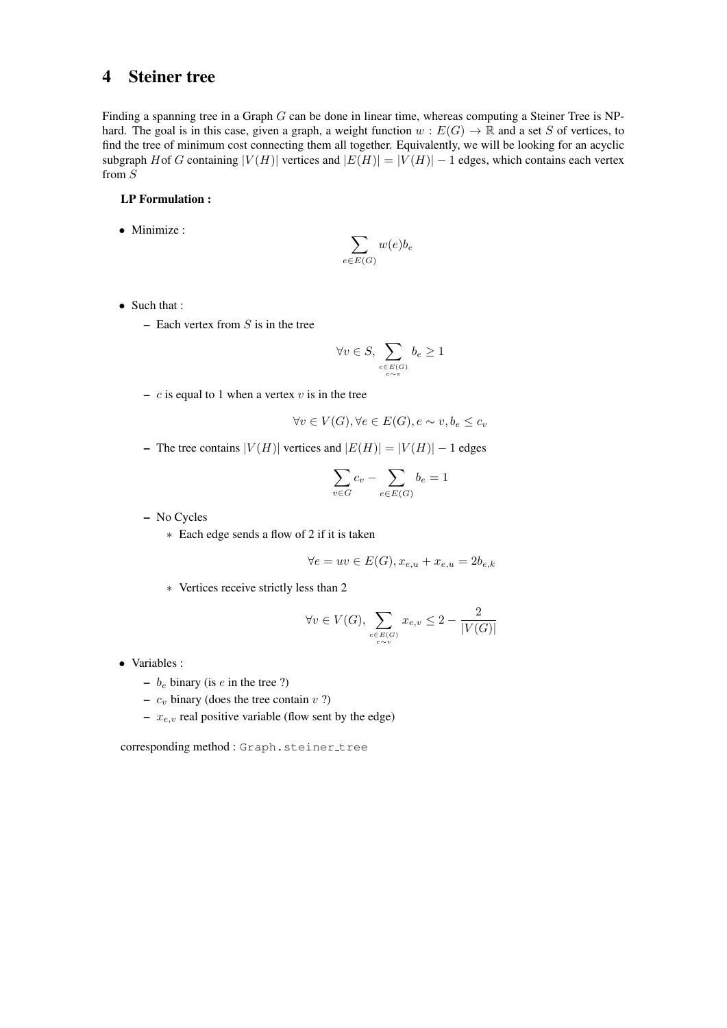# 4 Steiner tree

Finding a spanning tree in a Graph $G$ can be done in linear time, whereas computing a Steiner Tree is NP-hard. The goal is in this case, given a graph, a weight function $w : E(G) \to \mathbb{R}$ and a set $S$ of vertices, to find the tree of minimum cost connecting them all together. Equivalently, we will be looking for an acyclic subgraph $H$of $G$ containing $|V(H)|$ vertices and $|E(H)| = |V(H)| - 1$ edges, which contains each vertex from $S$

**LP Formulation :**

- Minimize :

$$\sum_{e \in E(G)} w(e) b_e$$

- Such that :
  - Each vertex from $S$ is in the tree

$$\forall v \in S, \sum_{\substack{e \in E(G) \\ e \sim v}} b_e \geq 1$$

  - $c$ is equal to 1 when a vertex $v$ is in the tree

$$\forall v \in V(G), \forall e \in E(G), e \sim v, b_e \leq c_v$$

  - The tree contains $|V(H)|$ vertices and $|E(H)| = |V(H)| - 1$ edges

$$\sum_{v \in G} c_v - \sum_{e \in E(G)} b_e = 1$$

  - No Cycles
    - Each edge sends a flow of 2 if it is taken

$$\forall e = uv \in E(G), x_{e,u} + x_{e,u} = 2b_{e,k}$$

    - Vertices receive strictly less than 2

$$\forall v \in V(G), \sum_{\substack{e \in E(G) \\ e \sim v}} x_{e,v} \leq 2 - \frac{2}{|V(G)|}$$

- Variables :
  - $b_e$ binary (is $e$ in the tree ?)
  - $c_v$ binary (does the tree contain $v$ ?)
  - $x_{e,v}$ real positive variable (flow sent by the edge)

corresponding method : `Graph.steiner_tree`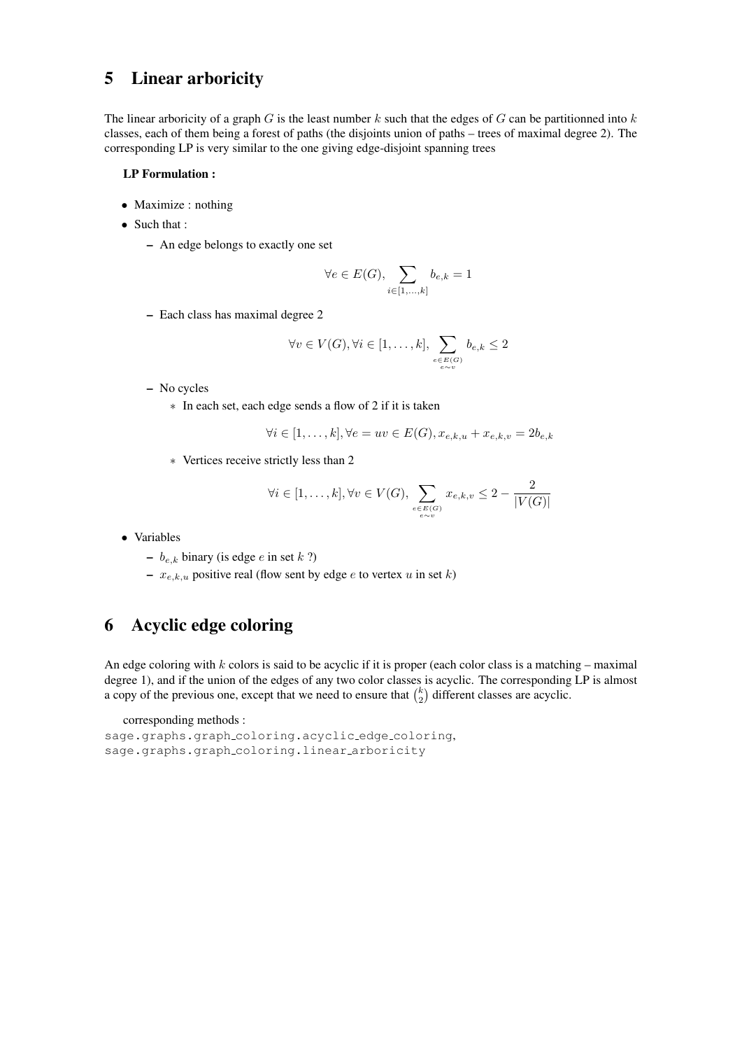## 5 Linear arboricity

The linear arboricity of a graph $G$ is the least number $k$ such that the edges of $G$ can be partitionned into $k$ classes, each of them being a forest of paths (the disjoints union of paths – trees of maximal degree 2). The corresponding LP is very similar to the one giving edge-disjoint spanning trees

**LP Formulation :**

- Maximize : nothing
- Such that :
  - An edge belongs to exactly one set

$$\forall e \in E(G), \sum_{i \in [1,\dots,k]} b_{e,k} = 1$$

  - Each class has maximal degree 2

$$\forall v \in V(G), \forall i \in [1,\dots,k], \sum_{\substack{e \in E(G) \\ e \sim v}} b_{e,k} \leq 2$$

  - No cycles
    * In each set, each edge sends a flow of 2 if it is taken

$$\forall i \in [1,\dots,k], \forall e = uv \in E(G), x_{e,k,u} + x_{e,k,v} = 2b_{e,k}$$

    * Vertices receive strictly less than 2

$$\forall i \in [1,\dots,k], \forall v \in V(G), \sum_{\substack{e \in E(G) \\ e \sim v}} x_{e,k,v} \leq 2 - \frac{2}{|V(G)|}$$

- Variables
  - $b_{e,k}$ binary (is edge $e$ in set $k$ ?)
  - $x_{e,k,u}$ positive real (flow sent by edge $e$ to vertex $u$ in set $k$)

## 6 Acyclic edge coloring

An edge coloring with $k$ colors is said to be acyclic if it is proper (each color class is a matching – maximal degree 1), and if the union of the edges of any two color classes is acyclic. The corresponding LP is almost a copy of the previous one, except that we need to ensure that $\binom{k}{2}$ different classes are acyclic.

corresponding methods :
```
sage.graphs.graph_coloring.acyclic_edge_coloring,
sage.graphs.graph_coloring.linear_arboricity
```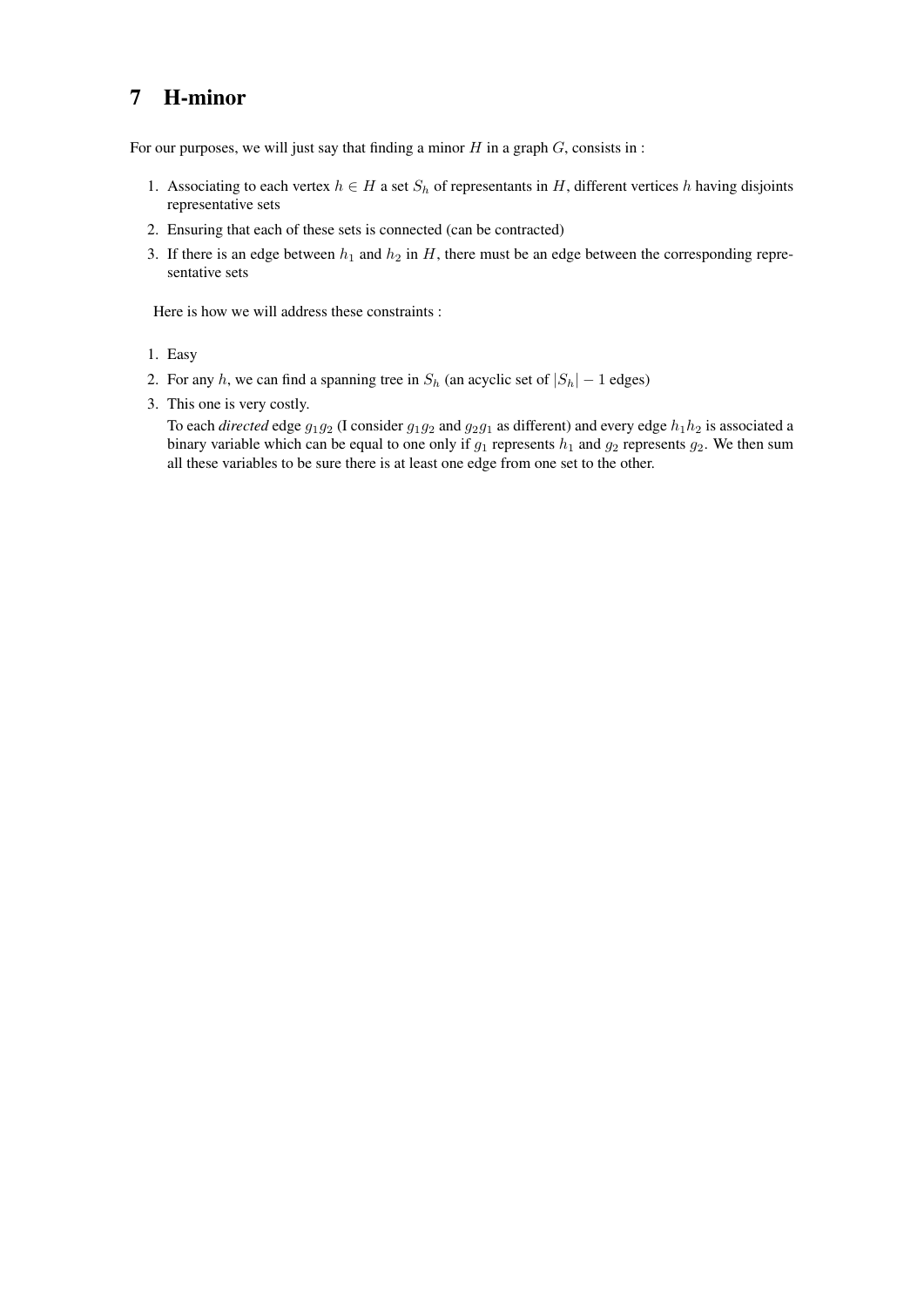## 7 H-minor

For our purposes, we will just say that finding a minor $H$ in a graph $G$, consists in :

1. Associating to each vertex $h \in H$ a set $S_h$ of representants in $H$, different vertices $h$ having disjoints representative sets
2. Ensuring that each of these sets is connected (can be contracted)
3. If there is an edge between $h_1$ and $h_2$ in $H$, there must be an edge between the corresponding representative sets

Here is how we will address these constraints :

1. Easy
2. For any $h$, we can find a spanning tree in $S_h$ (an acyclic set of $|S_h| - 1$ edges)
3. This one is very costly.
   To each *directed* edge $g_1g_2$ (I consider $g_1g_2$ and $g_2g_1$ as different) and every edge $h_1h_2$ is associated a binary variable which can be equal to one only if $g_1$ represents $h_1$ and $g_2$ represents $g_2$. We then sum all these variables to be sure there is at least one edge from one set to the other.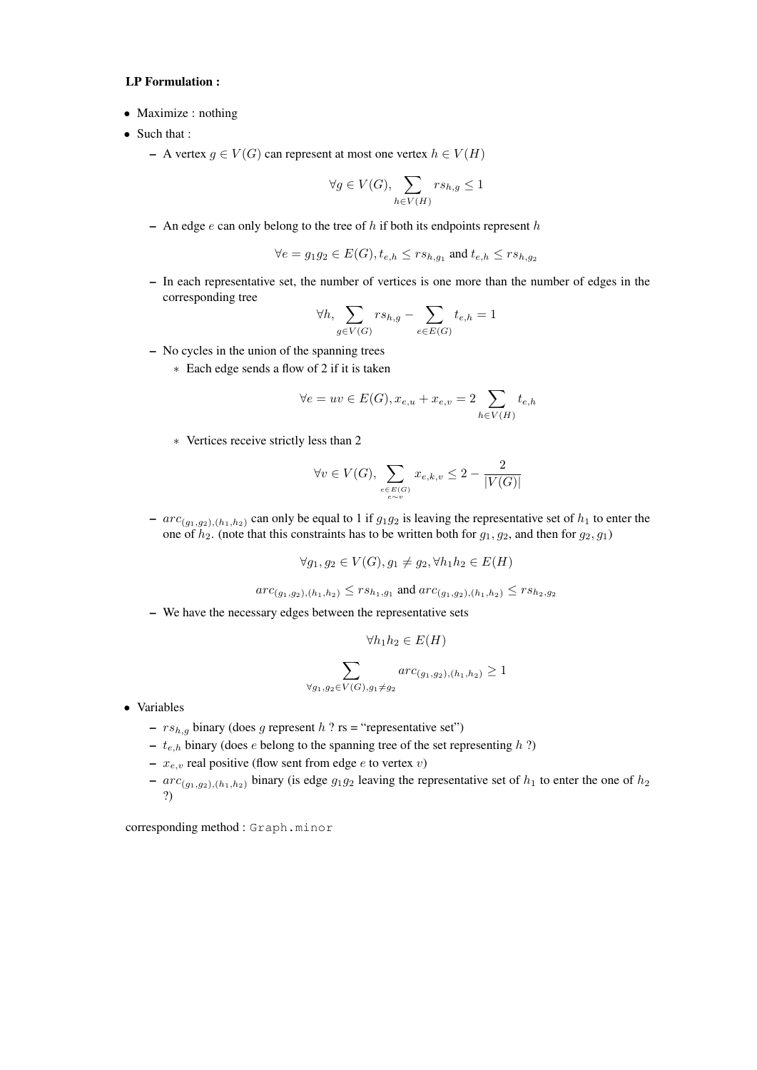**LP Formulation :**

- Maximize : nothing
- Such that :
  - A vertex $g \in V(G)$ can represent at most one vertex $h \in V(H)$

$$\forall g \in V(G), \sum_{h \in V(H)} rs_{h,g} \leq 1$$

  - An edge $e$ can only belong to the tree of $h$ if both its endpoints represent $h$

$$\forall e = g_1 g_2 \in E(G), t_{e,h} \leq rs_{h,g_1} \text{ and } t_{e,h} \leq rs_{h,g_2}$$

  - In each representative set, the number of vertices is one more than the number of edges in the corresponding tree

$$\forall h, \sum_{g \in V(G)} rs_{h,g} - \sum_{e \in E(G)} t_{e,h} = 1$$

  - No cycles in the union of the spanning trees
    - Each edge sends a flow of 2 if it is taken

$$\forall e = uv \in E(G), x_{e,u} + x_{e,v} = 2 \sum_{h \in V(H)} t_{e,h}$$

    - Vertices receive strictly less than 2

$$\forall v \in V(G), \sum_{\substack{e \in E(G) \\ e \sim v}} x_{e,k,v} \leq 2 - \frac{2}{|V(G)|}$$

  - $arc_{(g_1,g_2),(h_1,h_2)}$ can only be equal to 1 if $g_1 g_2$ is leaving the representative set of $h_1$ to enter the one of $h_2$. (note that this constraints has to be written both for $g_1, g_2$, and then for $g_2, g_1$)

$$\forall g_1, g_2 \in V(G), g_1 \neq g_2, \forall h_1 h_2 \in E(H)$$

$$arc_{(g_1,g_2),(h_1,h_2)} \leq rs_{h_1,g_1} \text{ and } arc_{(g_1,g_2),(h_1,h_2)} \leq rs_{h_2,g_2}$$

  - We have the necessary edges between the representative sets

$$\forall h_1 h_2 \in E(H)$$

$$\sum_{\forall g_1, g_2 \in V(G), g_1 \neq g_2} arc_{(g_1,g_2),(h_1,h_2)} \geq 1$$

- Variables
  - $rs_{h,g}$ binary (does $g$ represent $h$ ? rs = "representative set")
  - $t_{e,h}$ binary (does $e$ belong to the spanning tree of the set representing $h$ ?)
  - $x_{e,v}$ real positive (flow sent from edge $e$ to vertex $v$)
  - $arc_{(g_1,g_2),(h_1,h_2)}$ binary (is edge $g_1 g_2$ leaving the representative set of $h_1$ to enter the one of $h_2$ ?)

corresponding method : `Graph.minor`